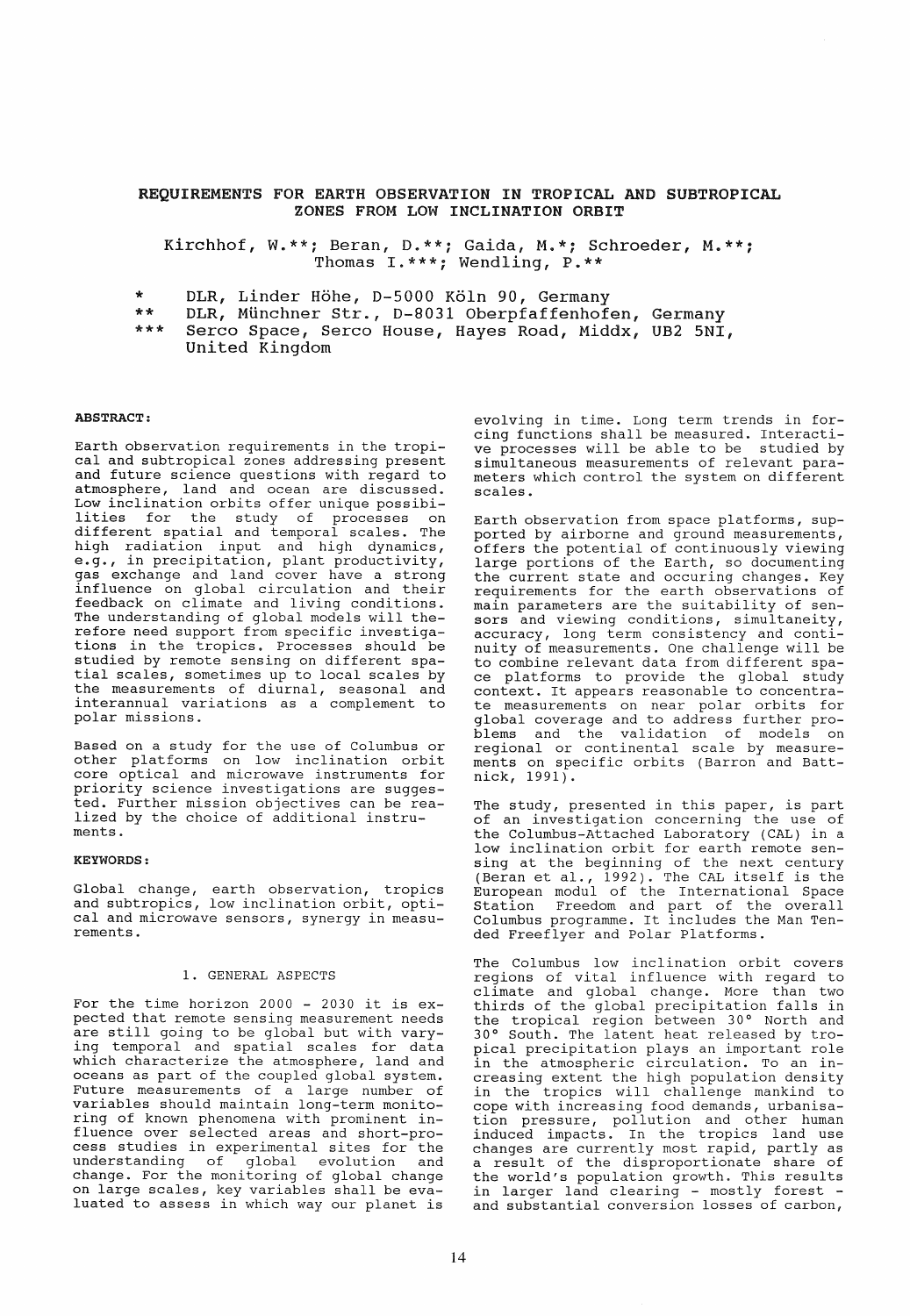# REQUIREMENTS FOR EARTH OBSERVATION IN TROPICAL AND SUBTROPICAL ZONES FROM LOW INCLINATION ORBIT

Kirchhof, W.**; Beran, D.**; Gaida, M.*; Schroeder, M.**; Thomas I.***; Wendling, P.**

\* DLR, Linder Höhe, D-5000 Köln 90, Germany

\** DLR, Münchner Str., D-8031 Oberpfaffenhofen, Germany

\*** Serco Space, Serco House, Hayes Road, Middx, UB2 5NI, United Kingdom

## ABSTRACT:

Earth observation requirements in the tropical and subtropical zones addressing present and future science questions with regard to atmosphere, land and ocean are discussed. Low inclination orbits offer unique possibilities for the study of processes on different spatial and temporal scales. The high radiation input and high dynamics, e.g., in precipitation, plant productivity, gas exchange and land cover have a strong influence on global circulation and their feedback on climate and living conditions. The understanding of global models will therefore need support from specific investigations in the tropics. Processes should be studied by remote sensing on different spatial scales, sometimes up to local scales by the measurements of diurnal, seasonal and interannual variations as a complement to polar missions.

Based on a study for the use of Columbus or other platforms on low inclination orbit core optical and microwave instruments for priority science investigations are suggested. Further mission objectives can be realized by the choice of additional instruments.

## KEYWORDS:

Global change, earth observation, tropics and subtropics, low inclination orbit, optical and microwave sensors, synergy in measurements.

## 1. GENERAL ASPECTS

For the time horizon 2000 - 2030 it is expected that remote sensing measurement needs are still going to be global but with varying temporal and spatial scales for data which characterize the atmosphere, land and oceans as part of the coupled global system. Future measurements of a large number of variables should maintain long-term monitoring of known phenomena with prominent influence over selected areas and short-process studies in experimental sites for the understanding of global evolution and change. For the monitoring of global change on large scales, key variables shall be evaluated to assess in which way our planet is evolving in time. Long term trends in forcing functions shall be measured. Interactive processes will be able to be studied by simultaneous measurements of relevant parameters which control the system on different scales.

Earth observation from space platforms, supported by airborne and ground measurements, offers the potential of continuously viewing large portions of the Earth, so documenting the current state and occuring changes. Key requirements for the earth observations of main parameters are the suitability of sensors and viewing conditions, simultaneity, accuracy, long term consistency and continuity of measurements. One challenge will be to combine relevant data from different space platforms to provide the global study context. It appears reasonable to concentrate measurements on near polar orbits for global coverage and to address further problems and the validation of models on regional or continental scale by measurements on specific orbits (Barron and Battnick, 1991).

The study, presented in this paper, is part of an investigation concerning the use of the Columbus-Attached Laboratory (CAL) in a low inclination orbit for earth remote sensing at the beginning of the next century (Beran et al., 1992). The CAL itself is the European modul of the International Space Station Freedom and part of the overall Columbus programme. It includes the Man Tended Freeflyer and Polar Platforms.

The Columbus low inclination orbit covers regions of vital influence with regard to climate and global change. More than two thirds of the global precipitation falls in the tropical region between 30° North and 30° South. The latent heat released by tropical precipitation plays an important role in the atmospheric circulation. To an increasing extent the high population density in the tropics will challenge mankind to cope with increasing food demands, urbanisation pressure, pollution and other human induced impacts. In the tropics land use changes are currently most rapid, partly as a result of the disproportionate share of the world's population growth. This results in larger land clearing - mostly forest - and substantial conversion losses of carbon,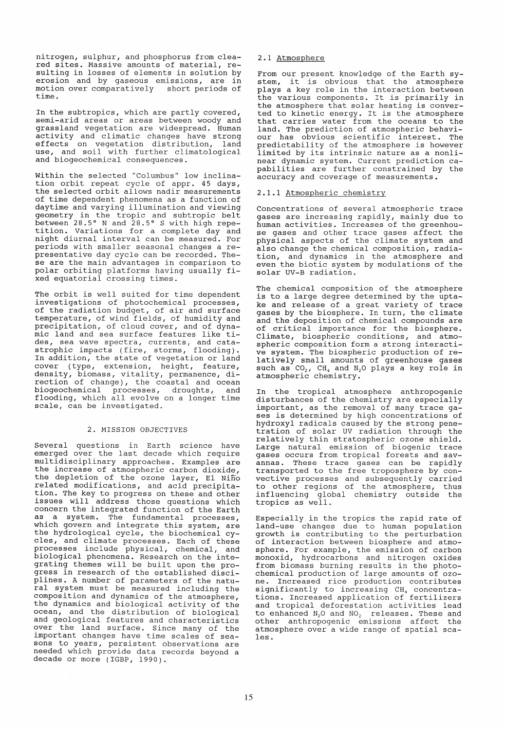nitrogen, sulphur, and phosphorus from cleared sites. Massive amounts of material, resulting in losses of elements in solution by erosion and by gaseous emissions, are in motion over comparatively short periods of time.

In the subtropics, which are partly covered, semi-arid areas or areas between woody and grassland vegetation are widespread. Human activity and climatic changes have strong effects on vegetation distribution, land use, and soil with further climatological and biogeochemical consequences.

Within the selected "Columbus" low inclination orbit repeat cycle of appr. 45 days, the selected orbit allows nadir measurements of time dependent phenomena as a function of daytime and varying illumination and viewing geometry in the tropic and subtropic belt between 28.5° N and 28.5° S with high repetition. Variations for a complete day and night diurnal interval can be measured. For periods with smaller seasonal changes a representative day cycle can be recorded. These are the main advantages in comparison to polar orbiting platforms having usually fixed equatorial crossing times.

The orbit is well suited for time dependent investigations of photochemical processes, of the radiation budget, of air and surface temperature, of wind fields, of humidity and precipitation, of cloud cover, and of dynamic land and sea surface features like tides, sea wave spectra, currents, and catastrophic impacts (fire, storms, flooding). In addition, the state of vegetation or land cover (type, extension, height, feature, density, biomass, vitality, permanence, direction of change), the coastal and ocean biogeochemical processes, droughts, and flooding, which all evolve on a longer time scale, can be investigated.

## 2. MISSION OBJECTIVES

Several questions in Earth science have emerged over the last decade which require multidisciplinary approaches. Examples are the increase of atmospheric carbon dioxide, the depletion of the ozone layer, El Niño related modifications, and acid precipitation. The key to progress on these and other issues will address those questions which concern the integrated function of the Earth as a system. The fundamental processes, which govern and integrate this system, are the hydrological cycle, the biochemical cycles, and climate processes. Each of these processes include physical, chemical, and biological phenomena. Research on the integrating themes will be built upon the progress in research of the established disciplines. A number of parameters of the natural system must be measured including the composition and dynamics of the atmosphere, the dynamics and biological activity of the ocean, and the distribution of biological and geological features and characteristics over the land surface. Since many of the important changes have time scales of seasons to years, persistent observations are needed which provide data records beyond a decade or more (IGBP, 1990).

### 2.1 Atmosphere

From our present knowledge of the Earth system, it is obvious that the atmosphere plays a key role in the interaction between the various components. It is primarily in the atmosphere that solar heating is converted to kinetic energy. It is the atmosphere that carries water from the oceans to the land. The prediction of atmospheric behaviour has obvious scientific interest. The predictability of the atmosphere is however limited by its intrinsic nature as a nonlinear dynamic system. Current prediction capabilities are further constrained by the accuracy and coverage of measurements.

#### 2.1.1 Atmospheric chemistry

Concentrations of several atmospheric trace gases are increasing rapidly, mainly due to human activities. Increases of the greenhouse gases and other trace gases affect the physical aspects of the climate system and also change the chemical composition, radiation, and dynamics in the atmosphere and even the biotic system by modulations of the solar UV-B radiation.

The chemical composition of the atmosphere is to a large degree determined by the uptake and release of a great variety of trace gases by the biosphere. In turn, the climate and the deposition of chemical compounds are of critical importance for the biosphere. Climate, biospheric conditions, and atmospheric composition form a strong interactive system. The biospheric production of relatively small amounts of greenhouse gases such as $CO_2$, $CH_4$ and $N_2O$ plays a key role in atmospheric chemistry.

In the tropical atmosphere anthropogenic disturbances of the chemistry are especially important, as the removal of many trace gases is determined by high concentrations of hydroxyl radicals caused by the strong penetration of solar UV radiation through the relatively thin stratospheric ozone shield. Large natural emission of biogenic trace gases occurs from tropical forests and savannas. These trace gases can be rapidly transported to the free troposphere by convective processes and subsequently carried to other regions of the atmosphere, thus influencing global chemistry outside the tropics as well.

Especially in the tropics the rapid rate of land-use changes due to human population growth is contributing to the perturbation of interaction between biosphere and atmosphere. For example, the emission of carbon monoxid, hydrocarbons and nitrogen oxides from biomass burning results in the photochemical production of large amounts of ozone. Increased rice production contributes significantly to increasing $CH_4$ concentrations. Increased application of fertilizers and tropical deforestation activities lead to enhanced $N_2O$ and $NO_2$ releases. These and other anthropogenic emissions affect the atmosphere over a wide range of spatial scales.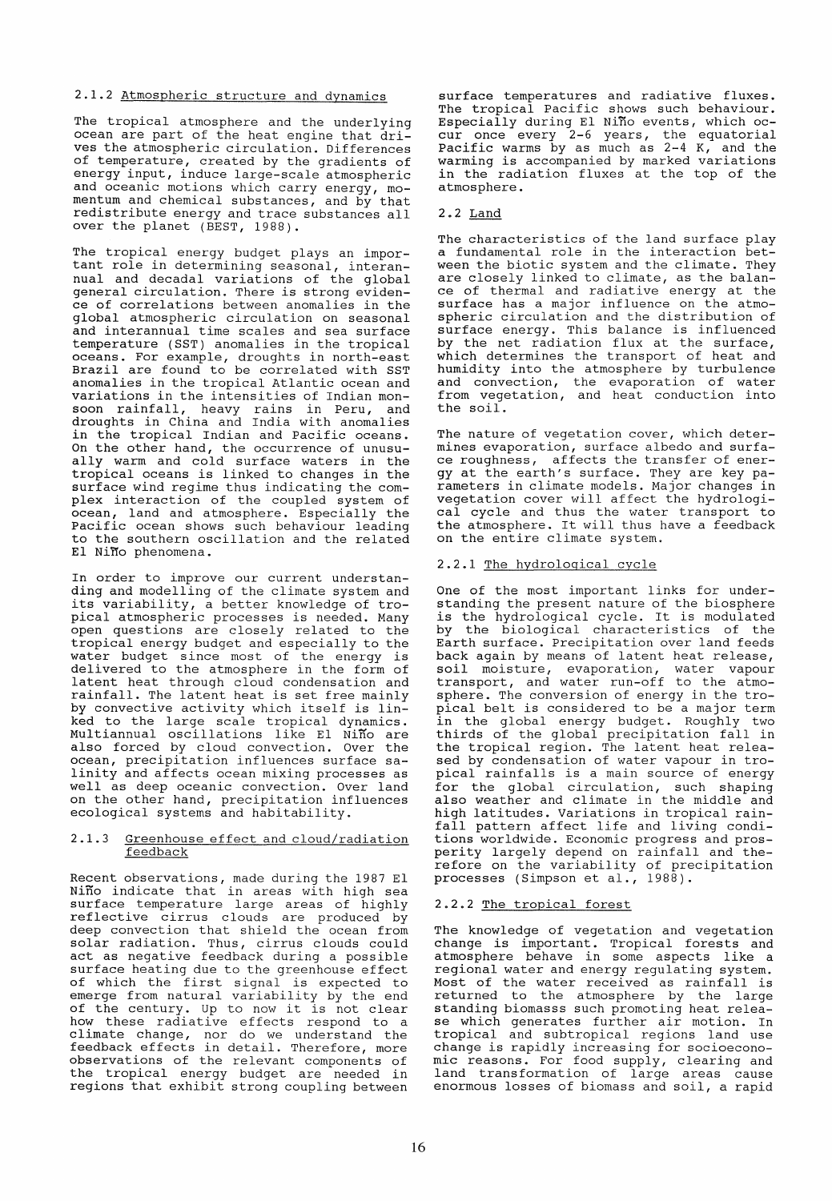### 2.1.2 Atmospheric structure and dynamics

The tropical atmosphere and the underlying ocean are part of the heat engine that drives the atmospheric circulation. Differences of temperature, created by the gradients of energy input, induce large-scale atmospheric and oceanic motions which carry energy, momentum and chemical substances, and by that redistribute energy and trace substances all over the planet (BEST, 1988).

The tropical energy budget plays an important role in determining seasonal, interannual and decadal variations of the global general circulation. There is strong evidence of correlations between anomalies in the global atmospheric circulation on seasonal and interannual time scales and sea surface temperature (SST) anomalies in the tropical oceans. For example, droughts in north-east Brazil are found to be correlated with SST anomalies in the tropical Atlantic ocean and variations in the intensities of Indian monsoon rainfall, heavy rains in Peru, and droughts in China and India with anomalies in the tropical Indian and Pacific oceans. On the other hand, the occurrence of unusually warm and cold surface waters in the tropical oceans is linked to changes in the surface wind regime thus indicating the complex interaction of the coupled system of ocean, land and atmosphere. Especially the Pacific ocean shows such behaviour leading to the southern oscillation and the related El Niño phenomena.

In order to improve our current understanding and modelling of the climate system and its variability, a better knowledge of tropical atmospheric processes is needed. Many open questions are closely related to the tropical energy budget and especially to the water budget since most of the energy is delivered to the atmosphere in the form of latent heat through cloud condensation and rainfall. The latent heat is set free mainly by convective activity which itself is linked to the large scale tropical dynamics. Multiannual oscillations like El Niño are also forced by cloud convection. Over the ocean, precipitation influences surface salinity and affects ocean mixing processes as well as deep oceanic convection. Over land on the other hand, precipitation influences ecological systems and habitability.

### 2.1.3 Greenhouse effect and cloud/radiation feedback

Recent observations, made during the 1987 El Niño indicate that in areas with high sea surface temperature large areas of highly reflective cirrus clouds are produced by deep convection that shield the ocean from solar radiation. Thus, cirrus clouds could act as negative feedback during a possible surface heating due to the greenhouse effect of which the first signal is expected to emerge from natural variability by the end of the century. Up to now it is not clear how these radiative effects respond to a climate change, nor do we understand the feedback effects in detail. Therefore, more observations of the relevant components of the tropical energy budget are needed in regions that exhibit strong coupling between surface temperatures and radiative fluxes. The tropical Pacific shows such behaviour. Especially during El Niño events, which occur once every 2-6 years, the equatorial Pacific warms by as much as 2-4 K, and the warming is accompanied by marked variations in the radiation fluxes at the top of the atmosphere.

## 2.2 Land

The characteristics of the land surface play a fundamental role in the interaction between the biotic system and the climate. They are closely linked to climate, as the balance of thermal and radiative energy at the surface has a major influence on the atmospheric circulation and the distribution of surface energy. This balance is influenced by the net radiation flux at the surface, which determines the transport of heat and humidity into the atmosphere by turbulence and convection, the evaporation of water from vegetation, and heat conduction into the soil.

The nature of vegetation cover, which determines evaporation, surface albedo and surface roughness, affects the transfer of energy at the earth's surface. They are key parameters in climate models. Major changes in vegetation cover will affect the hydrological cycle and thus the water transport to the atmosphere. It will thus have a feedback on the entire climate system.

### 2.2.1 The hydrological cycle

One of the most important links for understanding the present nature of the biosphere is the hydrological cycle. It is modulated by the biological characteristics of the Earth surface. Precipitation over land feeds back again by means of latent heat release, soil moisture, evaporation, water vapour transport, and water run-off to the atmosphere. The conversion of energy in the tropical belt is considered to be a major term in the global energy budget. Roughly two thirds of the global precipitation fall in the tropical region. The latent heat released by condensation of water vapour in tropical rainfalls is a main source of energy for the global circulation, such shaping also weather and climate in the middle and high latitudes. Variations in tropical rainfall pattern affect life and living conditions worldwide. Economic progress and prosperity largely depend on rainfall and therefore on the variability of precipitation processes (Simpson et al., 1988).

### 2.2.2 The tropical forest

The knowledge of vegetation and vegetation change is important. Tropical forests and atmosphere behave in some aspects like a regional water and energy regulating system. Most of the water received as rainfall is returned to the atmosphere by the large standing biomasss such promoting heat release which generates further air motion. In tropical and subtropical regions land use change is rapidly increasing for socioeconomic reasons. For food supply, clearing and land transformation of large areas cause enormous losses of biomass and soil, a rapid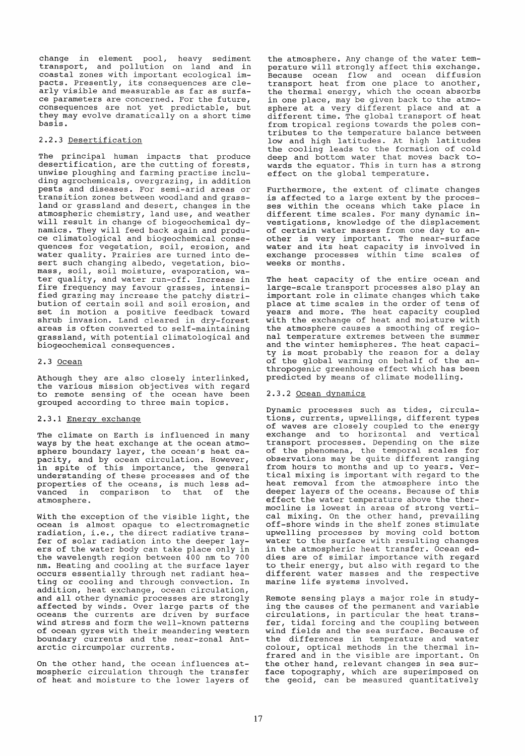change in element pool, heavy sediment transport, and pollution on land and in coastal zones with important ecological impacts. Presently, its consequences are clearly visible and measurable as far as surface parameters are concerned. For the future, consequences are not yet predictable, but they may evolve dramatically on a short time basis.

### 2.2.3 Desertification

The principal human impacts that produce desertification, are the cutting of forests, unwise ploughing and farming practise including agrochemicals, overgrazing, in addition pests and diseases. For semi-arid areas or transition zones between woodland and grassland or grassland and desert, changes in the atmospheric chemistry, land use, and weather will result in change of biogeochemical dynamics. They will feed back again and produce climatological and biogeochemical consequences for vegetation, soil, erosion, and water quality. Prairies are turned into desert such changing albedo, vegetation, biomass, soil, soil moisture, evaporation, water quality, and water run-off. Increase in fire frequency may favour grasses, intensified grazing may increase the patchy distribution of certain soil and soil erosion, and set in motion a positive feedback toward shrub invasion. Land cleared in dry-forest areas is often converted to self-maintaining grassland, with potential climatological and biogeochemical consequences.

## 2.3 Ocean

Athough they are also closely interlinked, the various mission objectives with regard to remote sensing of the ocean have been grouped according to three main topics.

### 2.3.1 Energy exchange

The climate on Earth is influenced in many ways by the heat exchange at the ocean atmosphere boundary layer, the ocean's heat capacity, and by ocean circulation. However, in spite of this importance, the general understanding of these processes and of the properties of the oceans, is much less advanced in comparison to that of the atmosphere.

With the exception of the visible light, the ocean is almost opaque to electromagnetic radiation, i.e., the direct radiative transfer of solar radiation into the deeper layers of the water body can take place only in the wavelength region between 400 nm to 700 nm. Heating and cooling at the surface layer occurs essentially through net radiant heating or cooling and through convection. In addition, heat exchange, ocean circulation, and all other dynamic processes are strongly affected by winds. Over large parts of the oceans the currents are driven by surface wind stress and form the well-known patterns of ocean gyres with their meandering western boundary currents and the near-zonal Antarctic circumpolar currents.

On the other hand, the ocean influences atmospheric circulation through the transfer of heat and moisture to the lower layers of the atmosphere. Any change of the water temperature will strongly affect this exchange. Because ocean flow and ocean diffusion transport heat from one place to another, the thermal energy, which the ocean absorbs in one place, may be given back to the atmosphere at a very different place and at a different time. The global transport of heat from tropical regions towards the poles contributes to the temperature balance between low and high latitudes. At high latitudes the cooling leads to the formation of cold deep and bottom water that moves back towards the equator. This in turn has a strong effect on the global temperature.

Furthermore, the extent of climate changes is affected to a large extent by the processes within the oceans which take place in different time scales. For many dynamic investigations, knowledge of the displacement of certain water masses from one day to another is very important. The near-surface water and its heat capacity is involved in exchange processes within time scales of weeks or months.

The heat capacity of the entire ocean and large-scale transport processes also play an important role in climate changes which take place at time scales in the order of tens of years and more. The heat capacity coupled with the exchange of heat and moisture with the atmosphere causes a smoothing of regional temperature extremes between the summer and the winter hemispheres. The heat capacity is most probably the reason for a delay of the global warming on behalf of the anthropogenic greenhouse effect which has been predicted by means of climate modelling.

### 2.3.2 Ocean dynamics

Dynamic processes such as tides, circulations, currents, upwellings, different types of waves are closely coupled to the energy exchange and to horizontal and vertical transport processes. Depending on the size of the phenomena, the temporal scales for observations may be quite different ranging from hours to months and up to years. Vertical mixing is important with regard to the heat removal from the atmosphere into the deeper layers of the oceans. Because of this effect the water temperature above the thermocline is lowest in areas of strong vertical mixing. On the other hand, prevailing off-shore winds in the shelf zones stimulate upwelling processes by moving cold bottom water to the surface with resulting changes in the atmospheric heat transfer. Ocean eddies are of similar importance with regard to their energy, but also with regard to the different water masses and the respective marine life systems involved.

Remote sensing plays a major role in studying the causes of the permanent and variable circulations, in particular the heat transfer, tidal forcing and the coupling between wind fields and the sea surface. Because of the differences in temperature and water colour, optical methods in the thermal infrared and in the visible are important. On the other hand, relevant changes in sea surface topography, which are superimposed on the geoid, can be measured quantitatively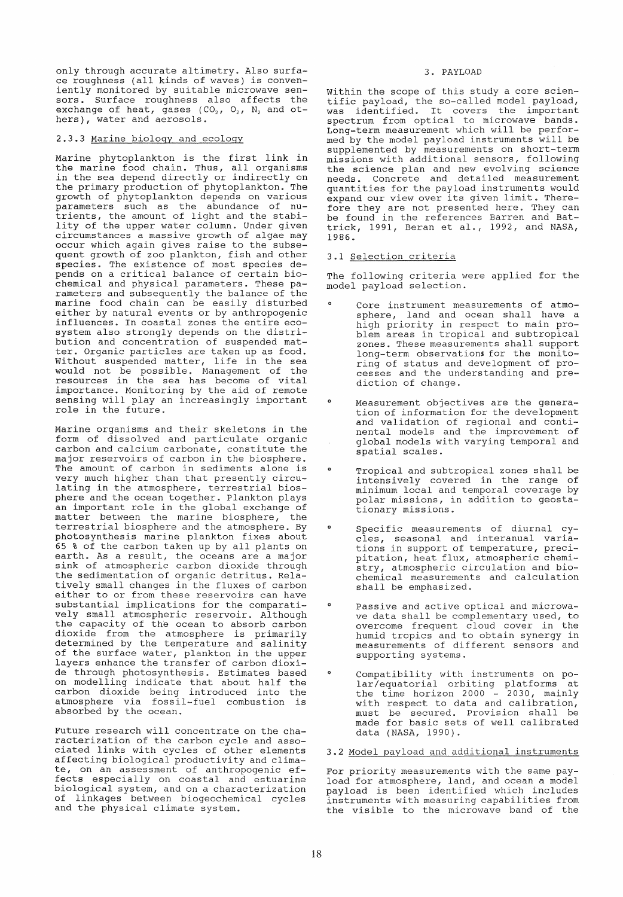only through accurate altimetry. Also surface roughness (all kinds of waves) is conveniently monitored by suitable microwave sensors. Surface roughness also affects the exchange of heat, gases ($CO_2$, $O_2$, $N_2$ and others), water and aerosols.

### 2.3.3 Marine biology and ecology

Marine phytoplankton is the first link in the marine food chain. Thus, all organisms in the sea depend directly or indirectly on the primary production of phytoplankton. The growth of phytoplankton depends on various parameters such as the abundance of nutrients, the amount of light and the stability of the upper water column. Under given circumstances a massive growth of algae may occur which again gives raise to the subsequent growth of zoo plankton, fish and other species. The existence of most species depends on a critical balance of certain biochemical and physical parameters. These parameters and subsequently the balance of the marine food chain can be easily disturbed either by natural events or by anthropogenic influences. In coastal zones the entire ecosystem also strongly depends on the distribution and concentration of suspended matter. Organic particles are taken up as food. Without suspended matter, life in the sea would not be possible. Management of the resources in the sea has become of vital importance. Monitoring by the aid of remote sensing will play an increasingly important role in the future.

Marine organisms and their skeletons in the form of dissolved and particulate organic carbon and calcium carbonate, constitute the major reservoirs of carbon in the biosphere. The amount of carbon in sediments alone is very much higher than that presently circulating in the atmosphere, terrestrial biosphere and the ocean together. Plankton plays an important role in the global exchange of matter between the marine biosphere, the terrestrial biosphere and the atmosphere. By photosynthesis marine plankton fixes about 65 % of the carbon taken up by all plants on earth. As a result, the oceans are a major sink of atmospheric carbon dioxide through the sedimentation of organic detritus. Relatively small changes in the fluxes of carbon either to or from these reservoirs can have substantial implications for the comparatively small atmospheric reservoir. Although the capacity of the ocean to absorb carbon dioxide from the atmosphere is primarily determined by the temperature and salinity of the surface water, plankton in the upper layers enhance the transfer of carbon dioxide through photosynthesis. Estimates based on modelling indicate that about half the carbon dioxide being introduced into the atmosphere via fossil-fuel combustion is absorbed by the ocean.

Future research will concentrate on the characterization of the carbon cycle and associated links with cycles of other elements affecting biological productivity and climate, on an assessment of anthropogenic effects especially on coastal and estuarine biological system, and on a characterization of linkages between biogeochemical cycles and the physical climate system.

## 3. PAYLOAD

Within the scope of this study a core scientific payload, the so-called model payload, was identified. It covers the important spectrum from optical to microwave bands. Long-term measurement which will be performed by the model payload instruments will be supplemented by measurements on short-term missions with additional sensors, following the science plan and new evolving science needs. Concrete and detailed measurement quantities for the payload instruments would expand our view over its given limit. Therefore they are not presented here. They can be found in the references Barren and Battrick, 1991, Beran et al., 1992, and NASA, 1986.

### 3.1 Selection criteria

The following criteria were applied for the model payload selection.

- Core instrument measurements of atmosphere, land and ocean shall have a high priority in respect to main problem areas in tropical and subtropical zones. These measurements shall support long-term observations for the monitoring of status and development of processes and the understanding and prediction of change.
- Measurement objectives are the generation of information for the development and validation of regional and continental models and the improvement of global models with varying temporal and spatial scales.
- Tropical and subtropical zones shall be intensively covered in the range of minimum local and temporal coverage by polar missions, in addition to geostationary missions.
- Specific measurements of diurnal cycles, seasonal and interanual variations in support of temperature, precipitation, heat flux, atmospheric chemistry, atmospheric circulation and biochemical measurements and calculation shall be emphasized.
- Passive and active optical and microwave data shall be complementary used, to overcome frequent cloud cover in the humid tropics and to obtain synergy in measurements of different sensors and supporting systems.
- Compatibility with instruments on polar/equatorial orbiting platforms at the time horizon 2000 - 2030, mainly with respect to data and calibration, must be secured. Provision shall be made for basic sets of well calibrated data (NASA, 1990).

### 3.2 Model payload and additional instruments

For priority measurements with the same payload for atmosphere, land, and ocean a model payload is been identified which includes instruments with measuring capabilities from the visible to the microwave band of the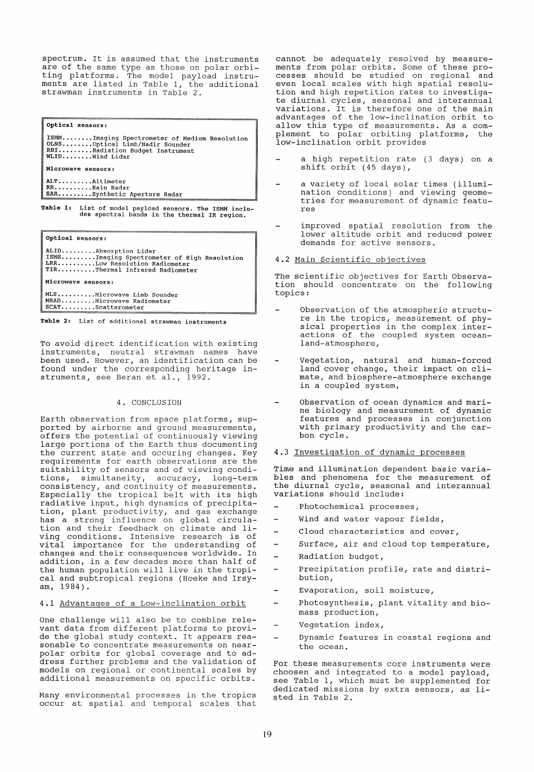spectrum. It is assumed that the instruments are of the same type as those on polar orbiting platforms. The model payload instruments are listed in Table 1, the additional strawman instruments in Table 2.

| **Optical sensors:** |
|---|
| ISMM........Imaging Spectrometer of Medium Resolution |
| OLNS........Optical Limb/Nadir Sounder |
| RBI........Radiation Budget Instrument |
| WLID........Wind Lidar |
| **Microwave sensors:** |
| ALT.........Altimeter |
| RR..........Rain Radar |
| SAR.........Synthetic Aperture Radar |

**Table 1:** List of model payload sensors. The ISMM includes spectral bands in the thermal IR region.

| **Optical sensors:** |
|---|
| ALID.........Absorption Lidar |
| ISMH.........Imaging Spectrometer of High Resolution |
| LRR..........Low Resolution Radiometer |
| TIR..........Thermal Infrared Radiometer |
| **Microwave sensors:** |
| MLS..........Microwave Limb Sounder |
| MRAD.........Microwave Radiometer |
| SCAT.........Scatterometer |

**Table 2:** List of additional strawman instruments

To avoid direct identification with existing instruments, neutral strawman names have been used. However, an identification can be found under the corresponding heritage instruments, see Beran et al., 1992.

## 4. CONCLUSION

Earth observation from space platforms, supported by airborne and ground measurements, offers the potential of continuously viewing large portions of the Earth thus documenting the current state and occuring changes. Key requirements for earth observations are the suitability of sensors and of viewing conditions, simultaneity, accuracy, long-term consistency, and continuity of measurements. Especially the tropical belt with its high radiative input, high dynamics of precipitation, plant productivity, and gas exchange has a strong influence on global circulation and their feedback on climate and living conditions. Intensive research is of vital importance for the understanding of changes and their consequences worldwide. In addition, in a few decades more than half of the human population will live in the tropical and subtropical regions (Hoeke and Irsyam, 1984).

### 4.1 Advantages of a Low-inclination orbit

One challenge will also be to combine relevant data from different platforms to provide the global study context. It appears reasonable to concentrate measurements on near-polar orbits for global coverage and to address further problems and the validation of models on regional or continental scales by additional measurements on specific orbits.

Many environmental processes in the tropics occur at spatial and temporal scales that cannot be adequately resolved by measurements from polar orbits. Some of these processes should be studied on regional and even local scales with high spatial resolution and high repetition rates to investigate diurnal cycles, seasonal and interannual variations. It is therefore one of the main advantages of the low-inclination orbit to allow this type of measurements. As a complement to polar orbiting platforms, the low-inclination orbit provides

- a high repetition rate (3 days) on a shift orbit (45 days),
- a variety of local solar times (illumination conditions) and viewing geometries for measurement of dynamic features
- improved spatial resolution from the lower altitude orbit and reduced power demands for active sensors.

### 4.2 Main Scientific objectives

The scientific objectives for Earth Observation should concentrate on the following topics:

- Observation of the atmospheric structure in the tropics, measurement of physical properties in the complex interactions of the coupled system ocean-land-atmosphere,
- Vegetation, natural and human-forced land cover change, their impact on climate, and biosphere-atmosphere exchange in a coupled system,
- Observation of ocean dynamics and marine biology and measurement of dynamic features and processes in conjunction with primary productivity and the carbon cycle.

### 4.3 Investigation of dynamic processes

Time and illumination dependent basic variables and phenomena for the measurement of the diurnal cycle, seasonal and interannual variations should include:

- Photochemical processes,
- Wind and water vapour fields,
- Cloud characteristics and cover,
- Surface, air and cloud top temperature,
- Radiation budget,
- Precipitation profile, rate and distribution,
- Evaporation, soil moisture,
- Photosynthesis, plant vitality and biomass production,
- Vegetation index,
- Dynamic features in coastal regions and the ocean.

For these measurements core instruments were choosen and integrated to a model payload, see Table 1, which must be supplemented for dedicated missions by extra sensors, as listed in Table 2.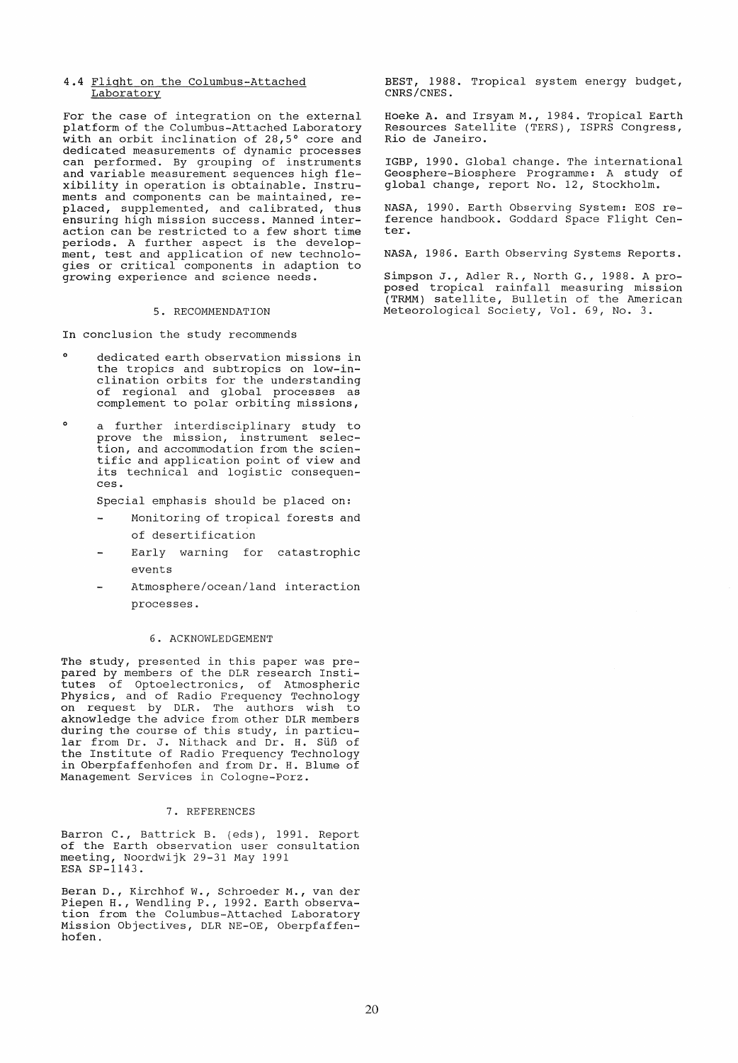### 4.4 Flight on the Columbus-Attached Laboratory

For the case of integration on the external platform of the Columbus-Attached Laboratory with an orbit inclination of 28,5° core and dedicated measurements of dynamic processes can performed. By grouping of instruments and variable measurement sequences high flexibility in operation is obtainable. Instruments and components can be maintained, replaced, supplemented, and calibrated, thus ensuring high mission success. Manned interaction can be restricted to a few short time periods. A further aspect is the development, test and application of new technologies or critical components in adaption to growing experience and science needs.

## 5. RECOMMENDATION

In conclusion the study recommends

- dedicated earth observation missions in the tropics and subtropics on low-inclination orbits for the understanding of regional and global processes as complement to polar orbiting missions,
- a further interdisciplinary study to prove the mission, instrument selection, and accommodation from the scientific and application point of view and its technical and logistic consequences.

  Special emphasis should be placed on:

  - Monitoring of tropical forests and of desertification
  - Early warning for catastrophic events
  - Atmosphere/ocean/land interaction processes.

## 6. ACKNOWLEDGEMENT

The study, presented in this paper was prepared by members of the DLR research Institutes of Optoelectronics, of Atmospheric Physics, and of Radio Frequency Technology on request by DLR. The authors wish to aknowledge the advice from other DLR members during the course of this study, in particular from Dr. J. Nithack and Dr. H. Süß of the Institute of Radio Frequency Technology in Oberpfaffenhofen and from Dr. H. Blume of Management Services in Cologne-Porz.

## 7. REFERENCES

Barron C., Battrick B. (eds), 1991. Report of the Earth observation user consultation meeting, Noordwijk 29-31 May 1991 ESA SP-1143.

Beran D., Kirchhof W., Schroeder M., van der Piepen H., Wendling P., 1992. Earth observation from the Columbus-Attached Laboratory Mission Objectives, DLR NE-OE, Oberpfaffenhofen.

BEST, 1988. Tropical system energy budget, CNRS/CNES.

Hoeke A. and Irsyam M., 1984. Tropical Earth Resources Satellite (TERS), ISPRS Congress, Rio de Janeiro.

IGBP, 1990. Global change. The international Geosphere-Biosphere Programme: A study of global change, report No. 12, Stockholm.

NASA, 1990. Earth Observing System: EOS reference handbook. Goddard Space Flight Center.

NASA, 1986. Earth Observing Systems Reports.

Simpson J., Adler R., North G., 1988. A proposed tropical rainfall measuring mission (TRMM) satellite, Bulletin of the American Meteorological Society, Vol. 69, No. 3.